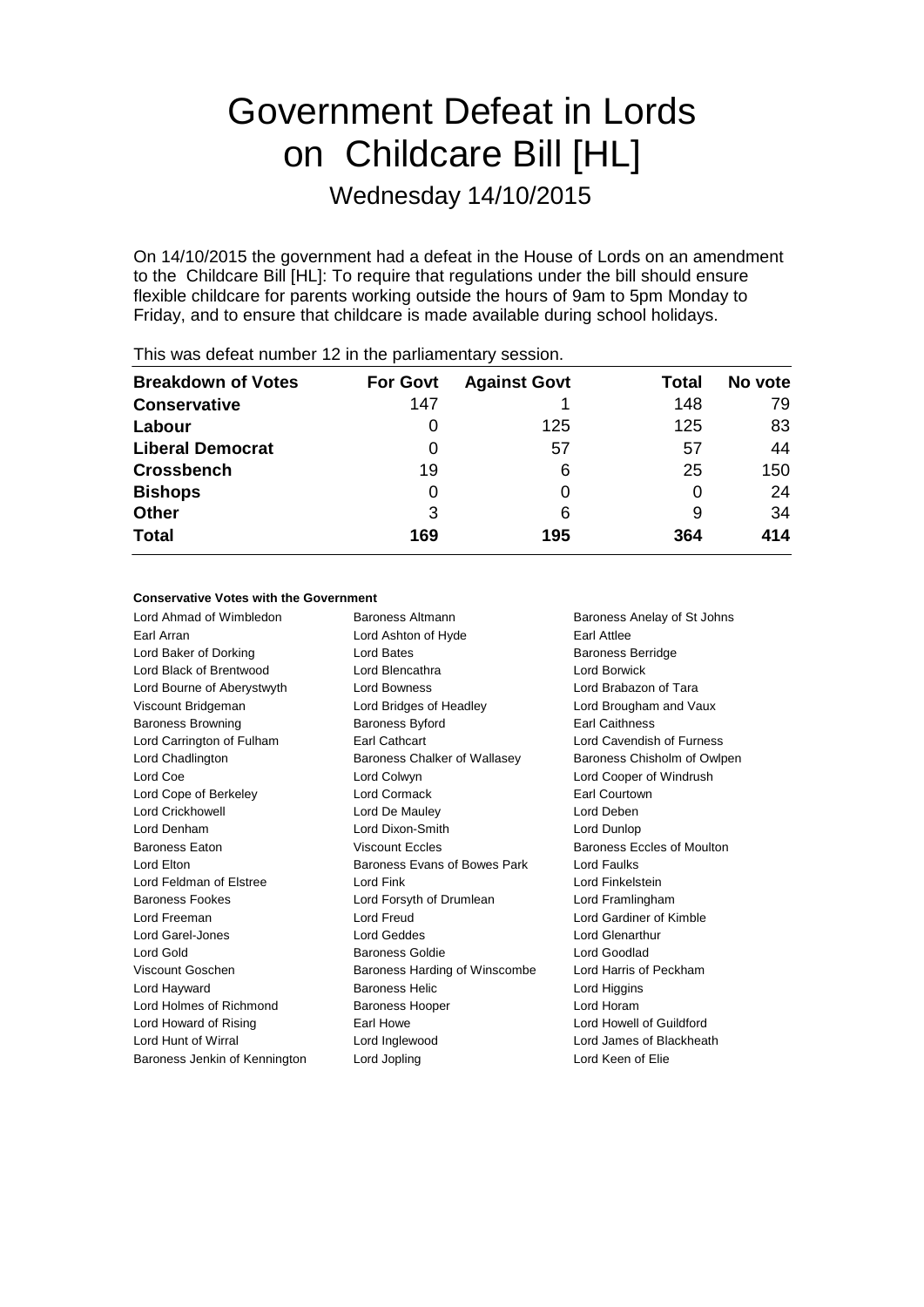# Government Defeat in Lords on Childcare Bill [HL]

Wednesday 14/10/2015

On 14/10/2015 the government had a defeat in the House of Lords on an amendment to the Childcare Bill [HL]: To require that regulations under the bill should ensure flexible childcare for parents working outside the hours of 9am to 5pm Monday to Friday, and to ensure that childcare is made available during school holidays.

This was defeat number 12 in the parliamentary session.

| Breakdown of Votes | For Govt | Against Govt | Total | No vote |
|---|---|---|---|---|
| **Conservative** | 147 | 1 | 148 | 79 |
| **Labour** | 0 | 125 | 125 | 83 |
| **Liberal Democrat** | 0 | 57 | 57 | 44 |
| **Crossbench** | 19 | 6 | 25 | 150 |
| **Bishops** | 0 | 0 | 0 | 24 |
| **Other** | 3 | 6 | 9 | 34 |
| **Total** | **169** | **195** | **364** | **414** |

**Conservative Votes with the Government**

Lord Ahmad of Wimbledon
Baroness Altmann
Baroness Anelay of St Johns
Earl Arran
Lord Ashton of Hyde
Earl Attlee
Lord Baker of Dorking
Lord Bates
Baroness Berridge
Lord Black of Brentwood
Lord Blencathra
Lord Borwick
Lord Bourne of Aberystwyth
Lord Bowness
Lord Brabazon of Tara
Viscount Bridgeman
Lord Bridges of Headley
Lord Brougham and Vaux
Baroness Browning
Baroness Byford
Earl Caithness
Lord Carrington of Fulham
Earl Cathcart
Lord Cavendish of Furness
Lord Chadlington
Baroness Chalker of Wallasey
Baroness Chisholm of Owlpen
Lord Coe
Lord Colwyn
Lord Cooper of Windrush
Lord Cope of Berkeley
Lord Cormack
Earl Courtown
Lord Crickhowell
Lord De Mauley
Lord Deben
Lord Denham
Lord Dixon-Smith
Lord Dunlop
Baroness Eaton
Viscount Eccles
Baroness Eccles of Moulton
Lord Elton
Baroness Evans of Bowes Park
Lord Faulks
Lord Feldman of Elstree
Lord Fink
Lord Finkelstein
Baroness Fookes
Lord Forsyth of Drumlean
Lord Framlingham
Lord Freeman
Lord Freud
Lord Gardiner of Kimble
Lord Garel-Jones
Lord Geddes
Lord Glenarthur
Lord Gold
Baroness Goldie
Lord Goodlad
Viscount Goschen
Baroness Harding of Winscombe
Lord Harris of Peckham
Lord Hayward
Baroness Helic
Lord Higgins
Lord Holmes of Richmond
Baroness Hooper
Lord Horam
Lord Howard of Rising
Earl Howe
Lord Howell of Guildford
Lord Hunt of Wirral
Lord Inglewood
Lord James of Blackheath
Baroness Jenkin of Kennington
Lord Jopling
Lord Keen of Elie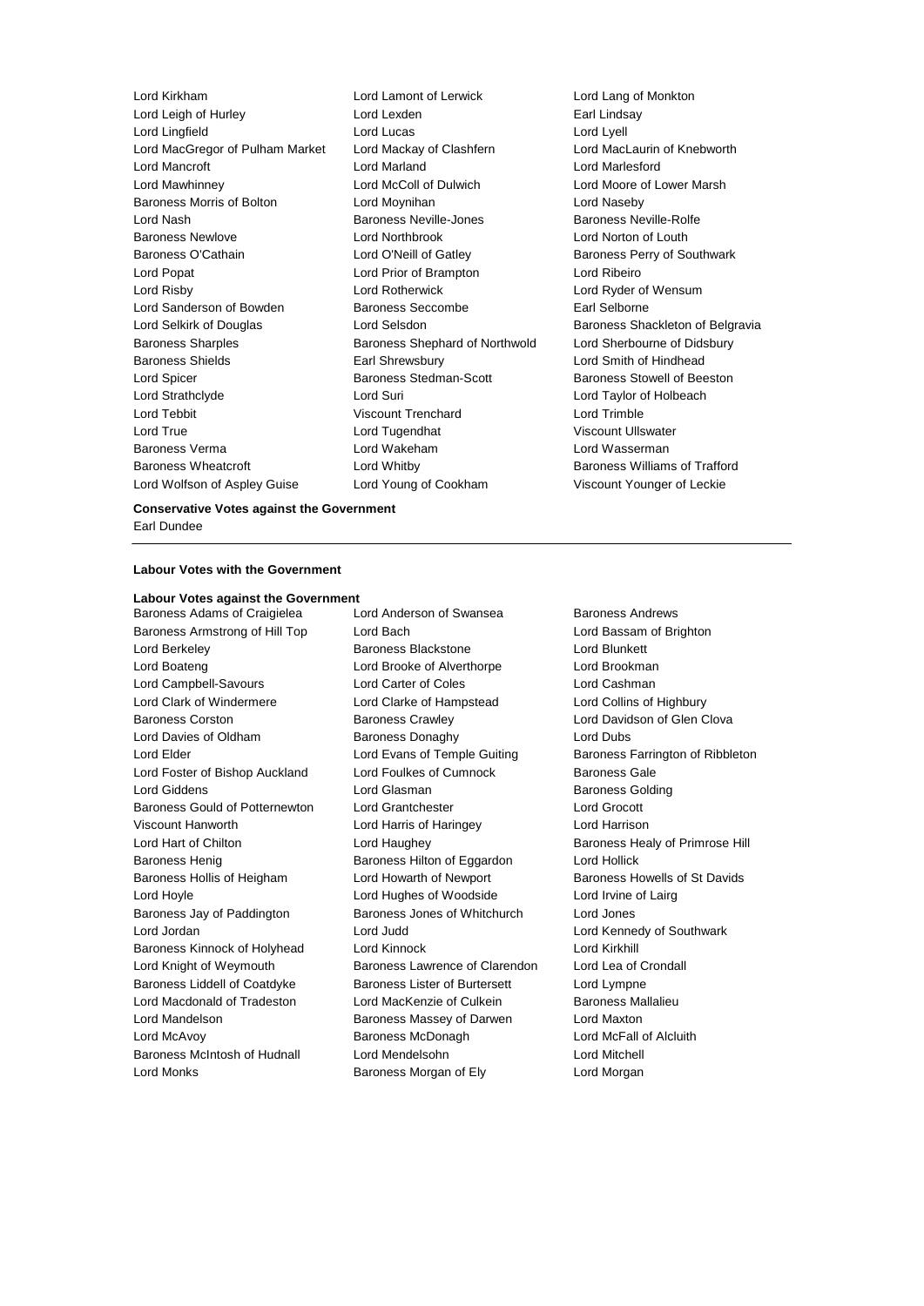Lord Kirkham
Lord Lamont of Lerwick
Lord Lang of Monkton
Lord Leigh of Hurley
Lord Lexden
Earl Lindsay
Lord Lingfield
Lord Lucas
Lord Lyell
Lord MacGregor of Pulham Market
Lord Mackay of Clashfern
Lord MacLaurin of Knebworth
Lord Mancroft
Lord Marland
Lord Marlesford
Lord Mawhinney
Lord McColl of Dulwich
Lord Moore of Lower Marsh
Baroness Morris of Bolton
Lord Moynihan
Lord Naseby
Lord Nash
Baroness Neville-Jones
Baroness Neville-Rolfe
Baroness Newlove
Lord Northbrook
Lord Norton of Louth
Baroness O'Cathain
Lord O'Neill of Gatley
Baroness Perry of Southwark
Lord Popat
Lord Prior of Brampton
Lord Ribeiro
Lord Risby
Lord Rotherwick
Lord Ryder of Wensum
Lord Sanderson of Bowden
Baroness Seccombe
Earl Selborne
Lord Selkirk of Douglas
Lord Selsdon
Baroness Shackleton of Belgravia
Baroness Sharples
Baroness Shephard of Northwold
Lord Sherbourne of Didsbury
Baroness Shields
Earl Shrewsbury
Lord Smith of Hindhead
Lord Spicer
Baroness Stedman-Scott
Baroness Stowell of Beeston
Lord Strathclyde
Lord Suri
Lord Taylor of Holbeach
Lord Tebbit
Viscount Trenchard
Lord Trimble
Lord True
Lord Tugendhat
Viscount Ullswater
Baroness Verma
Lord Wakeham
Lord Wasserman
Baroness Wheatcroft
Lord Whitby
Baroness Williams of Trafford
Lord Wolfson of Aspley Guise
Lord Young of Cookham
Viscount Younger of Leckie

**Conservative Votes against the Government**

Earl Dundee

---

**Labour Votes with the Government**

**Labour Votes against the Government**

Baroness Adams of Craigielea
Lord Anderson of Swansea
Baroness Andrews
Baroness Armstrong of Hill Top
Lord Bach
Lord Bassam of Brighton
Lord Berkeley
Baroness Blackstone
Lord Blunkett
Lord Boateng
Lord Brooke of Alverthorpe
Lord Brookman
Lord Campbell-Savours
Lord Carter of Coles
Lord Cashman
Lord Clark of Windermere
Lord Clarke of Hampstead
Lord Collins of Highbury
Baroness Corston
Baroness Crawley
Lord Davidson of Glen Clova
Lord Davies of Oldham
Baroness Donaghy
Lord Dubs
Lord Elder
Lord Evans of Temple Guiting
Baroness Farrington of Ribbleton
Lord Foster of Bishop Auckland
Lord Foulkes of Cumnock
Baroness Gale
Lord Giddens
Lord Glasman
Baroness Golding
Baroness Gould of Potternewton
Lord Grantchester
Lord Grocott
Viscount Hanworth
Lord Harris of Haringey
Lord Harrison
Lord Hart of Chilton
Lord Haughey
Baroness Healy of Primrose Hill
Baroness Henig
Baroness Hilton of Eggardon
Lord Hollick
Baroness Hollis of Heigham
Lord Howarth of Newport
Baroness Howells of St Davids
Lord Hoyle
Lord Hughes of Woodside
Lord Irvine of Lairg
Baroness Jay of Paddington
Baroness Jones of Whitchurch
Lord Jones
Lord Jordan
Lord Judd
Lord Kennedy of Southwark
Baroness Kinnock of Holyhead
Lord Kinnock
Lord Kirkhill
Lord Knight of Weymouth
Baroness Lawrence of Clarendon
Lord Lea of Crondall
Baroness Liddell of Coatdyke
Baroness Lister of Burtersett
Lord Lympne
Lord Macdonald of Tradeston
Lord MacKenzie of Culkein
Baroness Mallalieu
Lord Mandelson
Baroness Massey of Darwen
Lord Maxton
Lord McAvoy
Baroness McDonagh
Lord McFall of Alcluith
Baroness McIntosh of Hudnall
Lord Mendelsohn
Lord Mitchell
Lord Monks
Baroness Morgan of Ely
Lord Morgan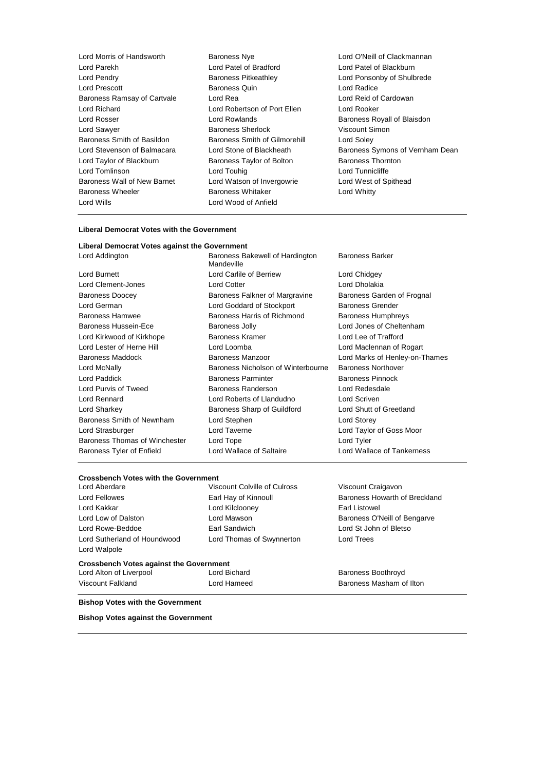Lord Morris of Handsworth
Baroness Nye
Lord O'Neill of Clackmannan
Lord Parekh
Lord Patel of Bradford
Lord Patel of Blackburn
Lord Pendry
Baroness Pitkeathley
Lord Ponsonby of Shulbrede
Lord Prescott
Baroness Quin
Lord Radice
Baroness Ramsay of Cartvale
Lord Rea
Lord Reid of Cardowan
Lord Richard
Lord Robertson of Port Ellen
Lord Rooker
Lord Rosser
Lord Rowlands
Baroness Royall of Blaisdon
Lord Sawyer
Baroness Sherlock
Viscount Simon
Baroness Smith of Basildon
Baroness Smith of Gilmorehill
Lord Soley
Lord Stevenson of Balmacara
Lord Stone of Blackheath
Baroness Symons of Vernham Dean
Lord Taylor of Blackburn
Baroness Taylor of Bolton
Baroness Thornton
Lord Tomlinson
Lord Touhig
Lord Tunnicliffe
Baroness Wall of New Barnet
Lord Watson of Invergowrie
Lord West of Spithead
Baroness Wheeler
Baroness Whitaker
Lord Whitty
Lord Wills
Lord Wood of Anfield

**Liberal Democrat Votes with the Government**

**Liberal Democrat Votes against the Government**

Lord Addington
Baroness Bakewell of Hardington Mandeville
Baroness Barker
Lord Burnett
Lord Carlile of Berriew
Lord Chidgey
Lord Clement-Jones
Lord Cotter
Lord Dholakia
Baroness Doocey
Baroness Falkner of Margravine
Baroness Garden of Frognal
Lord German
Lord Goddard of Stockport
Baroness Grender
Baroness Hamwee
Baroness Harris of Richmond
Baroness Humphreys
Baroness Hussein-Ece
Baroness Jolly
Lord Jones of Cheltenham
Lord Kirkwood of Kirkhope
Baroness Kramer
Lord Lee of Trafford
Lord Lester of Herne Hill
Lord Loomba
Lord Maclennan of Rogart
Baroness Maddock
Baroness Manzoor
Lord Marks of Henley-on-Thames
Lord McNally
Baroness Nicholson of Winterbourne
Baroness Northover
Lord Paddick
Baroness Parminter
Baroness Pinnock
Lord Purvis of Tweed
Baroness Randerson
Lord Redesdale
Lord Rennard
Lord Roberts of Llandudno
Lord Scriven
Lord Sharkey
Baroness Sharp of Guildford
Lord Shutt of Greetland
Baroness Smith of Newnham
Lord Stephen
Lord Storey
Lord Strasburger
Lord Taverne
Lord Taylor of Goss Moor
Baroness Thomas of Winchester
Lord Tope
Lord Tyler
Baroness Tyler of Enfield
Lord Wallace of Saltaire
Lord Wallace of Tankerness

**Crossbench Votes with the Government**

Lord Aberdare
Viscount Colville of Culross
Viscount Craigavon
Lord Fellowes
Earl Hay of Kinnoull
Baroness Howarth of Breckland
Lord Kakkar
Lord Kilclooney
Earl Listowel
Lord Low of Dalston
Lord Mawson
Baroness O'Neill of Bengarve
Lord Rowe-Beddoe
Earl Sandwich
Lord St John of Bletso
Lord Sutherland of Houndwood
Lord Thomas of Swynnerton
Lord Trees
Lord Walpole

**Crossbench Votes against the Government**

Lord Alton of Liverpool
Lord Bichard
Baroness Boothroyd
Viscount Falkland
Lord Hameed
Baroness Masham of Ilton

**Bishop Votes with the Government**

**Bishop Votes against the Government**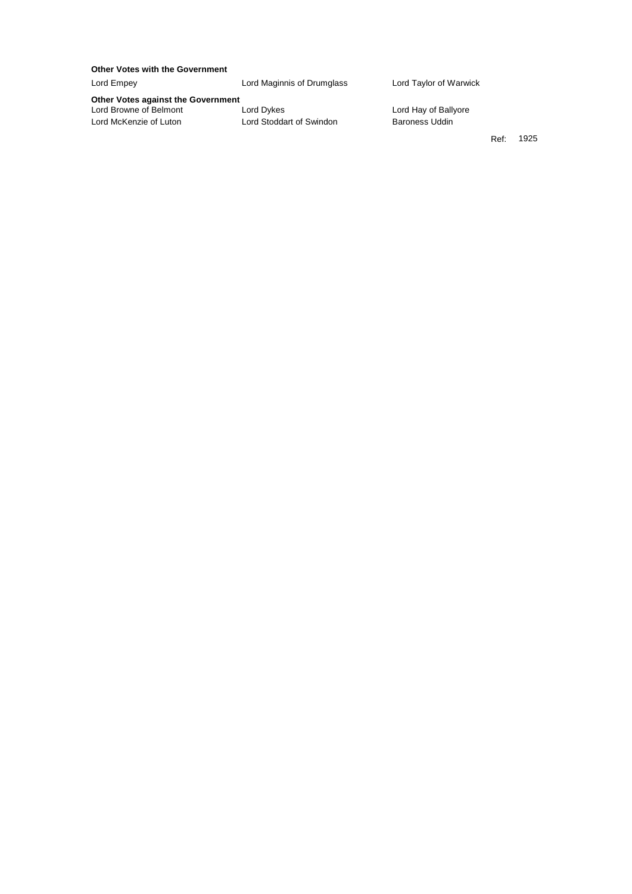**Other Votes with the Government**

| | | |
|---|---|---|
| Lord Empey | Lord Maginnis of Drumglass | Lord Taylor of Warwick |

**Other Votes against the Government**

| | | |
|---|---|---|
| Lord Browne of Belmont | Lord Dykes | Lord Hay of Ballyore |
| Lord McKenzie of Luton | Lord Stoddart of Swindon | Baroness Uddin |

Ref: 1925